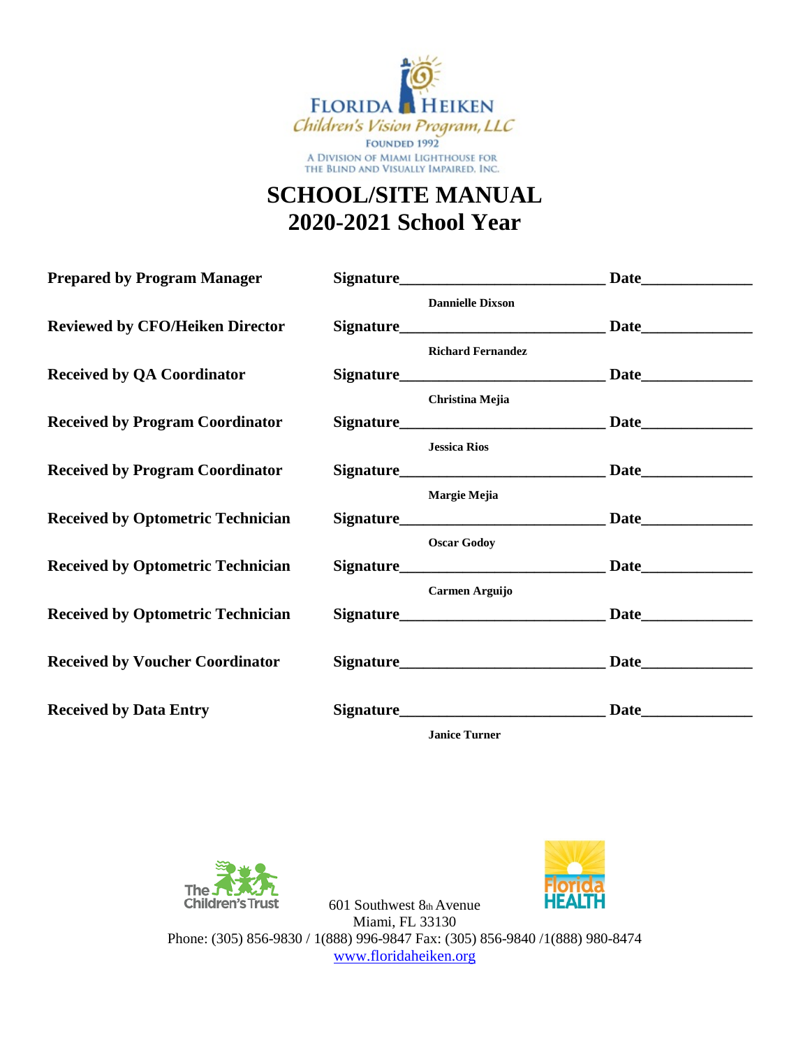FLORIDA HEIKEN
Children's Vision Program, LLC
FOUNDED 1992
A DIVISION OF MIAMI LIGHTHOUSE FOR THE BLIND AND VISUALLY IMPAIRED, INC.

# SCHOOL/SITE MANUAL
# 2020-2021 School Year

| | | |
|---|---|---|
| **Prepared by Program Manager** | **Signature**________________________ **Dannielle Dixson** | **Date**____________ |
| **Reviewed by CFO/Heiken Director** | **Signature**________________________ **Richard Fernandez** | **Date**____________ |
| **Received by QA Coordinator** | **Signature**________________________ **Christina Mejia** | **Date**____________ |
| **Received by Program Coordinator** | **Signature**________________________ **Jessica Rios** | **Date**____________ |
| **Received by Program Coordinator** | **Signature**________________________ **Margie Mejia** | **Date**____________ |
| **Received by Optometric Technician** | **Signature**________________________ **Oscar Godoy** | **Date**____________ |
| **Received by Optometric Technician** | **Signature**________________________ **Carmen Arguijo** | **Date**____________ |
| **Received by Optometric Technician** | **Signature**________________________ | **Date**____________ |
| **Received by Voucher Coordinator** | **Signature**________________________ | **Date**____________ |
| **Received by Data Entry** | **Signature**________________________ **Janice Turner** | **Date**____________ |

The Children's Trust

Florida HEALTH

601 Southwest 8th Avenue
Miami, FL 33130
Phone: (305) 856-9830 / 1(888) 996-9847 Fax: (305) 856-9840 /1(888) 980-8474
www.floridaheiken.org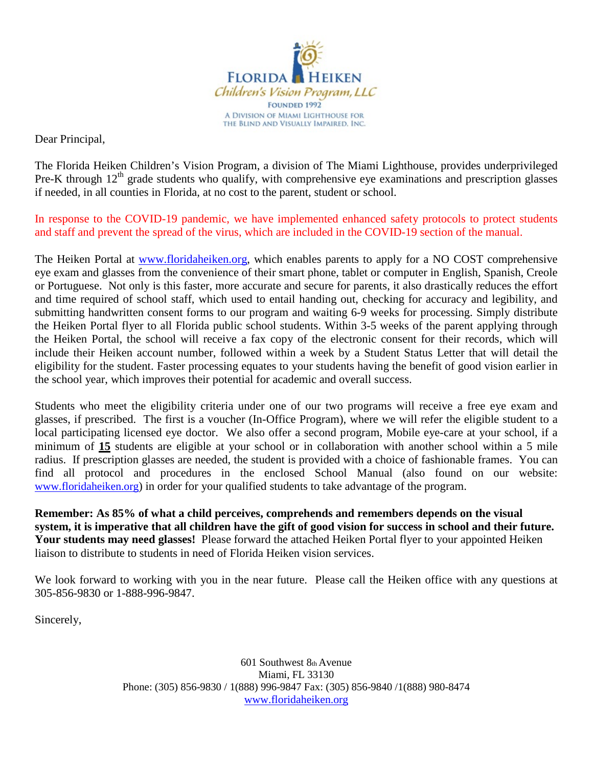FLORIDA HEIKEN
*Children's Vision Program, LLC*
FOUNDED 1992
A DIVISION OF MIAMI LIGHTHOUSE FOR THE BLIND AND VISUALLY IMPAIRED, INC.

Dear Principal,

The Florida Heiken Children's Vision Program, a division of The Miami Lighthouse, provides underprivileged Pre-K through 12th grade students who qualify, with comprehensive eye examinations and prescription glasses if needed, in all counties in Florida, at no cost to the parent, student or school.

In response to the COVID-19 pandemic, we have implemented enhanced safety protocols to protect students and staff and prevent the spread of the virus, which are included in the COVID-19 section of the manual.

The Heiken Portal at www.floridaheiken.org, which enables parents to apply for a NO COST comprehensive eye exam and glasses from the convenience of their smart phone, tablet or computer in English, Spanish, Creole or Portuguese. Not only is this faster, more accurate and secure for parents, it also drastically reduces the effort and time required of school staff, which used to entail handing out, checking for accuracy and legibility, and submitting handwritten consent forms to our program and waiting 6-9 weeks for processing. Simply distribute the Heiken Portal flyer to all Florida public school students. Within 3-5 weeks of the parent applying through the Heiken Portal, the school will receive a fax copy of the electronic consent for their records, which will include their Heiken account number, followed within a week by a Student Status Letter that will detail the eligibility for the student. Faster processing equates to your students having the benefit of good vision earlier in the school year, which improves their potential for academic and overall success.

Students who meet the eligibility criteria under one of our two programs will receive a free eye exam and glasses, if prescribed. The first is a voucher (In-Office Program), where we will refer the eligible student to a local participating licensed eye doctor. We also offer a second program, Mobile eye-care at your school, if a minimum of **15** students are eligible at your school or in collaboration with another school within a 5 mile radius. If prescription glasses are needed, the student is provided with a choice of fashionable frames. You can find all protocol and procedures in the enclosed School Manual (also found on our website: www.floridaheiken.org) in order for your qualified students to take advantage of the program.

**Remember: As 85% of what a child perceives, comprehends and remembers depends on the visual system, it is imperative that all children have the gift of good vision for success in school and their future. Your students may need glasses!** Please forward the attached Heiken Portal flyer to your appointed Heiken liaison to distribute to students in need of Florida Heiken vision services.

We look forward to working with you in the near future. Please call the Heiken office with any questions at 305-856-9830 or 1-888-996-9847.

Sincerely,

601 Southwest 8th Avenue
Miami, FL 33130
Phone: (305) 856-9830 / 1(888) 996-9847 Fax: (305) 856-9840 /1(888) 980-8474
www.floridaheiken.org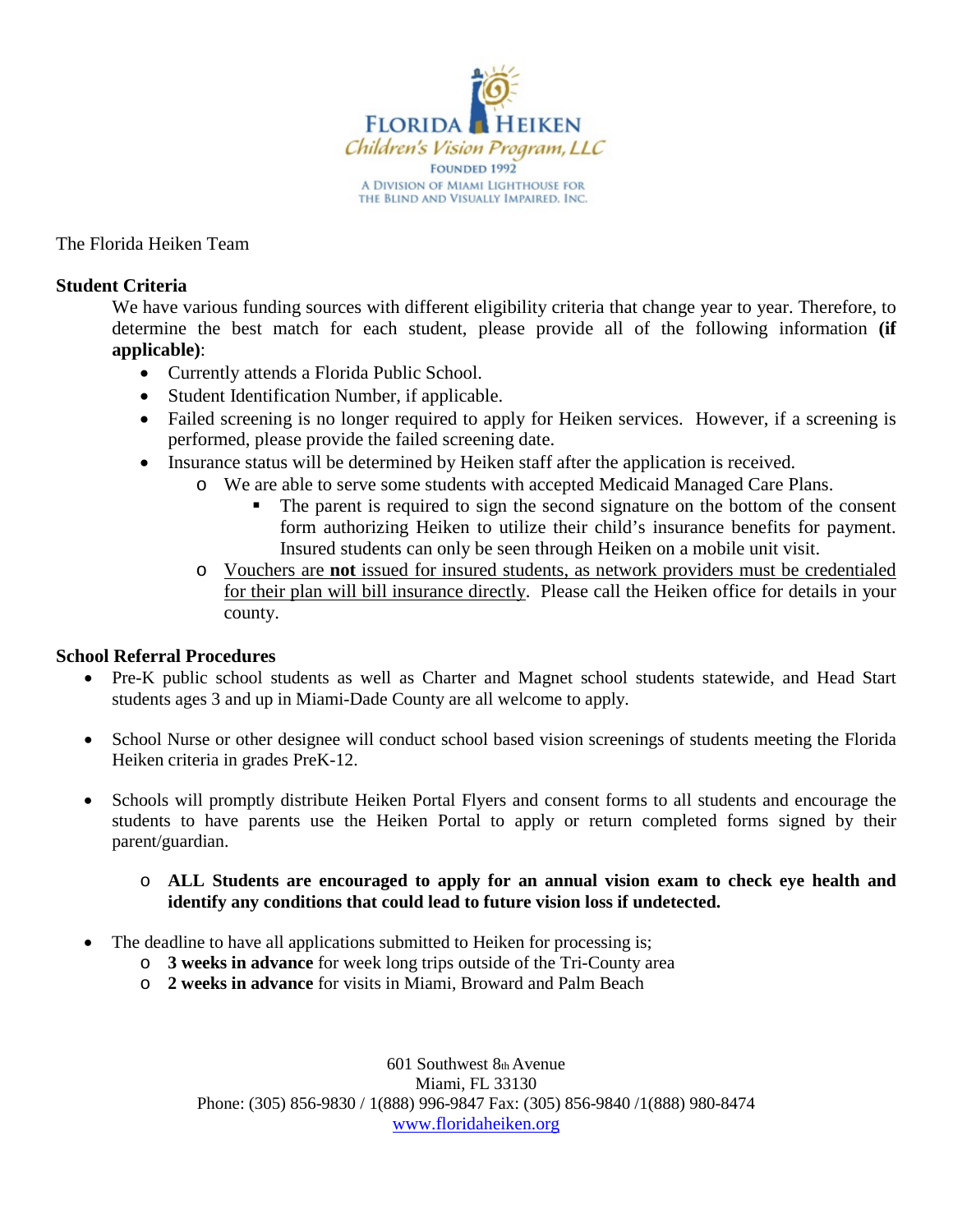FLORIDA HEIKEN
Children's Vision Program, LLC
FOUNDED 1992
A DIVISION OF MIAMI LIGHTHOUSE FOR THE BLIND AND VISUALLY IMPAIRED, INC.

The Florida Heiken Team

**Student Criteria**

We have various funding sources with different eligibility criteria that change year to year. Therefore, to determine the best match for each student, please provide all of the following information **(if applicable)**:

- Currently attends a Florida Public School.
- Student Identification Number, if applicable.
- Failed screening is no longer required to apply for Heiken services. However, if a screening is performed, please provide the failed screening date.
- Insurance status will be determined by Heiken staff after the application is received.
    - We are able to serve some students with accepted Medicaid Managed Care Plans.
        - The parent is required to sign the second signature on the bottom of the consent form authorizing Heiken to utilize their child's insurance benefits for payment. Insured students can only be seen through Heiken on a mobile unit visit.
    - Vouchers are **not** issued for insured students, as network providers must be credentialed for their plan will bill insurance directly. Please call the Heiken office for details in your county.

**School Referral Procedures**

- Pre-K public school students as well as Charter and Magnet school students statewide, and Head Start students ages 3 and up in Miami-Dade County are all welcome to apply.

- School Nurse or other designee will conduct school based vision screenings of students meeting the Florida Heiken criteria in grades PreK-12.

- Schools will promptly distribute Heiken Portal Flyers and consent forms to all students and encourage the students to have parents use the Heiken Portal to apply or return completed forms signed by their parent/guardian.

    - **ALL Students are encouraged to apply for an annual vision exam to check eye health and identify any conditions that could lead to future vision loss if undetected.**

- The deadline to have all applications submitted to Heiken for processing is;
    - **3 weeks in advance** for week long trips outside of the Tri-County area
    - **2 weeks in advance** for visits in Miami, Broward and Palm Beach

601 Southwest 8th Avenue
Miami, FL 33130
Phone: (305) 856-9830 / 1(888) 996-9847 Fax: (305) 856-9840 /1(888) 980-8474
www.floridaheiken.org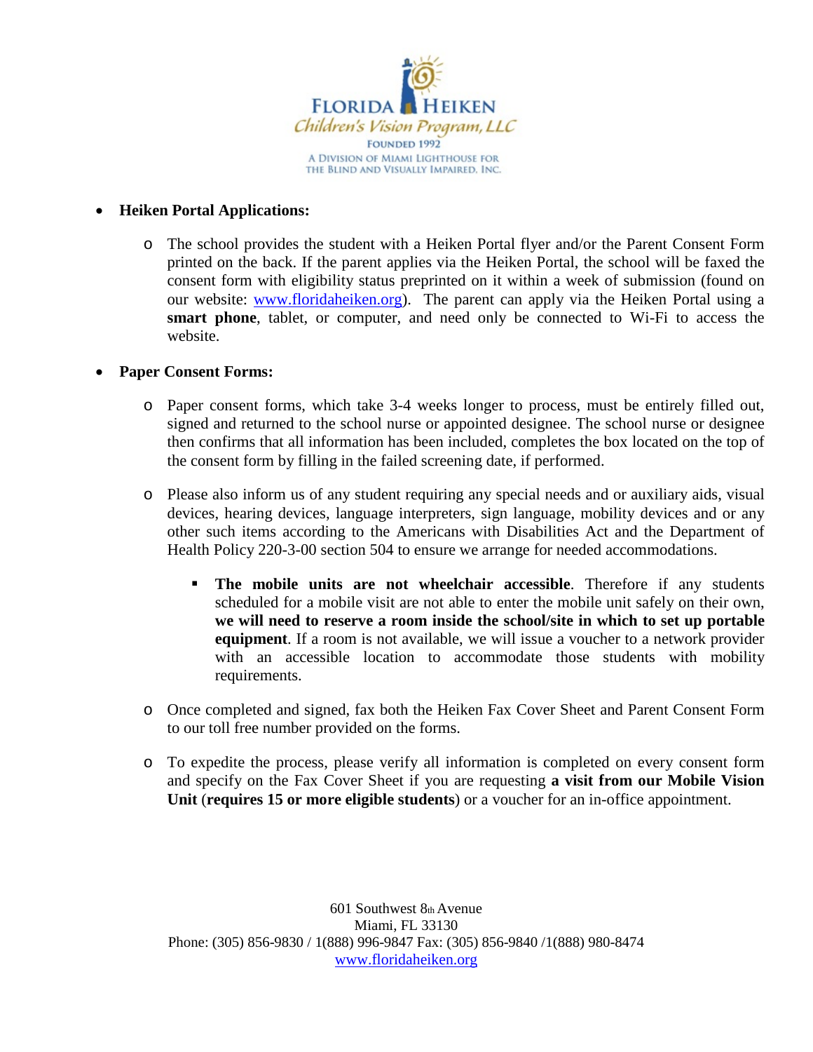- **Heiken Portal Applications:**
  - The school provides the student with a Heiken Portal flyer and/or the Parent Consent Form printed on the back. If the parent applies via the Heiken Portal, the school will be faxed the consent form with eligibility status preprinted on it within a week of submission (found on our website: [www.floridaheiken.org](http://www.floridaheiken.org)). The parent can apply via the Heiken Portal using a **smart phone**, tablet, or computer, and need only be connected to Wi-Fi to access the website.

- **Paper Consent Forms:**
  - Paper consent forms, which take 3-4 weeks longer to process, must be entirely filled out, signed and returned to the school nurse or appointed designee. The school nurse or designee then confirms that all information has been included, completes the box located on the top of the consent form by filling in the failed screening date, if performed.
  - Please also inform us of any student requiring any special needs and or auxiliary aids, visual devices, hearing devices, language interpreters, sign language, mobility devices and or any other such items according to the Americans with Disabilities Act and the Department of Health Policy 220-3-00 section 504 to ensure we arrange for needed accommodations.
    - **The mobile units are not wheelchair accessible**. Therefore if any students scheduled for a mobile visit are not able to enter the mobile unit safely on their own, **we will need to reserve a room inside the school/site in which to set up portable equipment**. If a room is not available, we will issue a voucher to a network provider with an accessible location to accommodate those students with mobility requirements.
  - Once completed and signed, fax both the Heiken Fax Cover Sheet and Parent Consent Form to our toll free number provided on the forms.
  - To expedite the process, please verify all information is completed on every consent form and specify on the Fax Cover Sheet if you are requesting **a visit from our Mobile Vision Unit** (**requires 15 or more eligible students**) or a voucher for an in-office appointment.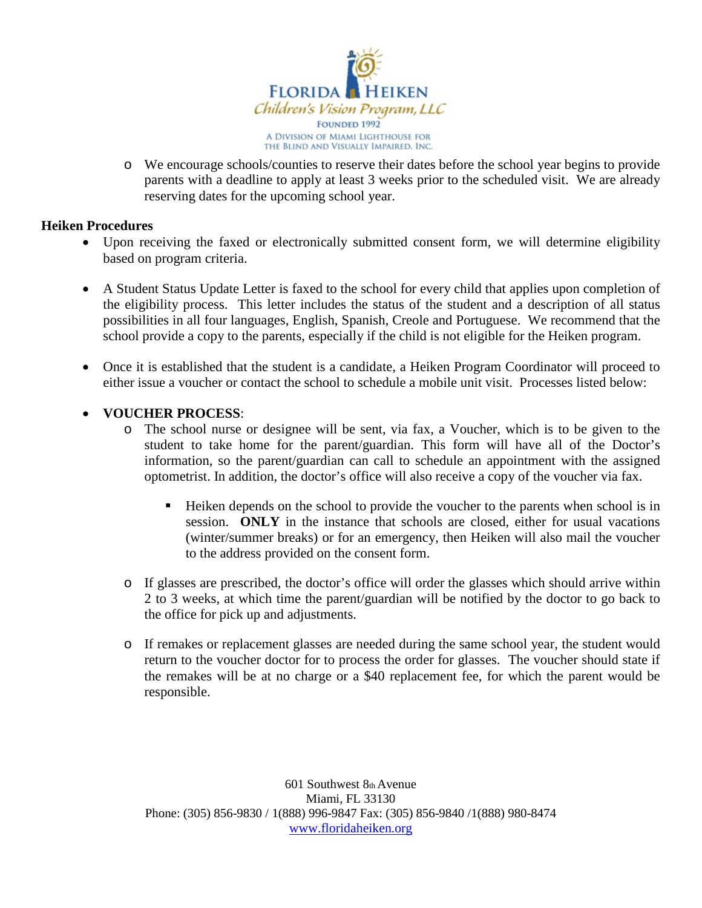- We encourage schools/counties to reserve their dates before the school year begins to provide parents with a deadline to apply at least 3 weeks prior to the scheduled visit. We are already reserving dates for the upcoming school year.

**Heiken Procedures**

- Upon receiving the faxed or electronically submitted consent form, we will determine eligibility based on program criteria.

- A Student Status Update Letter is faxed to the school for every child that applies upon completion of the eligibility process. This letter includes the status of the student and a description of all status possibilities in all four languages, English, Spanish, Creole and Portuguese. We recommend that the school provide a copy to the parents, especially if the child is not eligible for the Heiken program.

- Once it is established that the student is a candidate, a Heiken Program Coordinator will proceed to either issue a voucher or contact the school to schedule a mobile unit visit. Processes listed below:

- **VOUCHER PROCESS**:
  - The school nurse or designee will be sent, via fax, a Voucher, which is to be given to the student to take home for the parent/guardian. This form will have all of the Doctor's information, so the parent/guardian can call to schedule an appointment with the assigned optometrist. In addition, the doctor's office will also receive a copy of the voucher via fax.
    - Heiken depends on the school to provide the voucher to the parents when school is in session. **ONLY** in the instance that schools are closed, either for usual vacations (winter/summer breaks) or for an emergency, then Heiken will also mail the voucher to the address provided on the consent form.
  - If glasses are prescribed, the doctor's office will order the glasses which should arrive within 2 to 3 weeks, at which time the parent/guardian will be notified by the doctor to go back to the office for pick up and adjustments.
  - If remakes or replacement glasses are needed during the same school year, the student would return to the voucher doctor for to process the order for glasses. The voucher should state if the remakes will be at no charge or a $40 replacement fee, for which the parent would be responsible.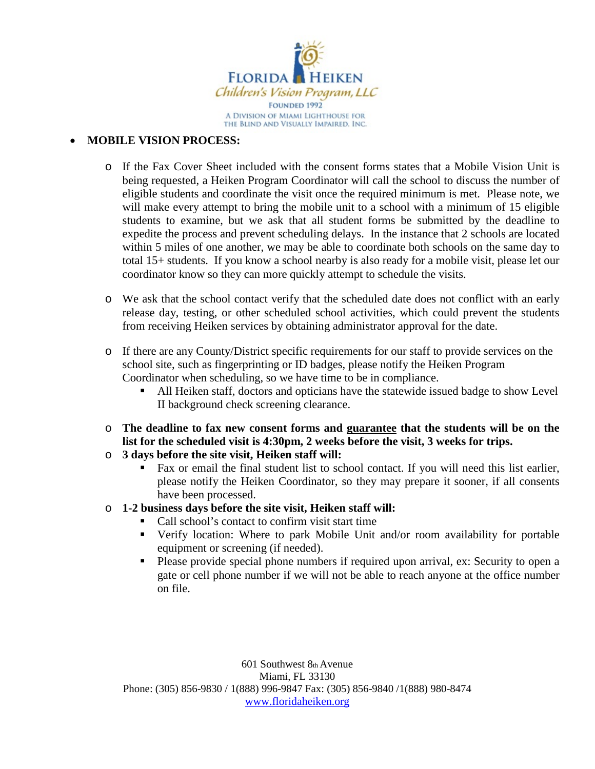- **MOBILE VISION PROCESS:**
  - If the Fax Cover Sheet included with the consent forms states that a Mobile Vision Unit is being requested, a Heiken Program Coordinator will call the school to discuss the number of eligible students and coordinate the visit once the required minimum is met. Please note, we will make every attempt to bring the mobile unit to a school with a minimum of 15 eligible students to examine, but we ask that all student forms be submitted by the deadline to expedite the process and prevent scheduling delays. In the instance that 2 schools are located within 5 miles of one another, we may be able to coordinate both schools on the same day to total 15+ students. If you know a school nearby is also ready for a mobile visit, please let our coordinator know so they can more quickly attempt to schedule the visits.
  - We ask that the school contact verify that the scheduled date does not conflict with an early release day, testing, or other scheduled school activities, which could prevent the students from receiving Heiken services by obtaining administrator approval for the date.
  - If there are any County/District specific requirements for our staff to provide services on the school site, such as fingerprinting or ID badges, please notify the Heiken Program Coordinator when scheduling, so we have time to be in compliance.
    - All Heiken staff, doctors and opticians have the statewide issued badge to show Level II background check screening clearance.
  - **The deadline to fax new consent forms and <u>guarantee</u> that the students will be on the list for the scheduled visit is 4:30pm, 2 weeks before the visit, 3 weeks for trips.**
  - **3 days before the site visit, Heiken staff will:**
    - Fax or email the final student list to school contact. If you will need this list earlier, please notify the Heiken Coordinator, so they may prepare it sooner, if all consents have been processed.
  - **1-2 business days before the site visit, Heiken staff will:**
    - Call school's contact to confirm visit start time
    - Verify location: Where to park Mobile Unit and/or room availability for portable equipment or screening (if needed).
    - Please provide special phone numbers if required upon arrival, ex: Security to open a gate or cell phone number if we will not be able to reach anyone at the office number on file.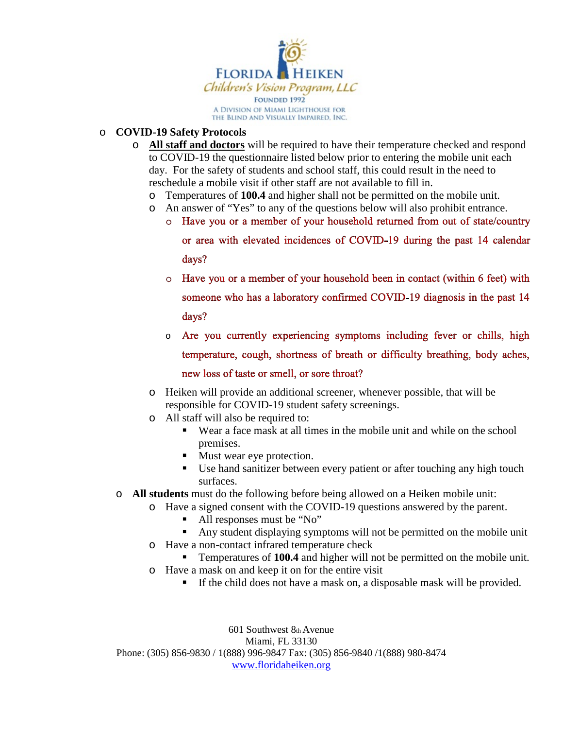- **COVID-19 Safety Protocols**
  - **All staff and doctors** will be required to have their temperature checked and respond to COVID-19 the questionnaire listed below prior to entering the mobile unit each day. For the safety of students and school staff, this could result in the need to reschedule a mobile visit if other staff are not available to fill in.
    - Temperatures of **100.4** and higher shall not be permitted on the mobile unit.
    - An answer of "Yes" to any of the questions below will also prohibit entrance.
      - Have you or a member of your household returned from out of state/country or area with elevated incidences of COVID-19 during the past 14 calendar days?
      - Have you or a member of your household been in contact (within 6 feet) with someone who has a laboratory confirmed COVID-19 diagnosis in the past 14 days?
      - Are you currently experiencing symptoms including fever or chills, high temperature, cough, shortness of breath or difficulty breathing, body aches, new loss of taste or smell, or sore throat?
    - Heiken will provide an additional screener, whenever possible, that will be responsible for COVID-19 student safety screenings.
    - All staff will also be required to:
      - Wear a face mask at all times in the mobile unit and while on the school premises.
      - Must wear eye protection.
      - Use hand sanitizer between every patient or after touching any high touch surfaces.
  - **All students** must do the following before being allowed on a Heiken mobile unit:
    - Have a signed consent with the COVID-19 questions answered by the parent.
      - All responses must be "No"
      - Any student displaying symptoms will not be permitted on the mobile unit
    - Have a non-contact infrared temperature check
      - Temperatures of **100.4** and higher will not be permitted on the mobile unit.
    - Have a mask on and keep it on for the entire visit
      - If the child does not have a mask on, a disposable mask will be provided.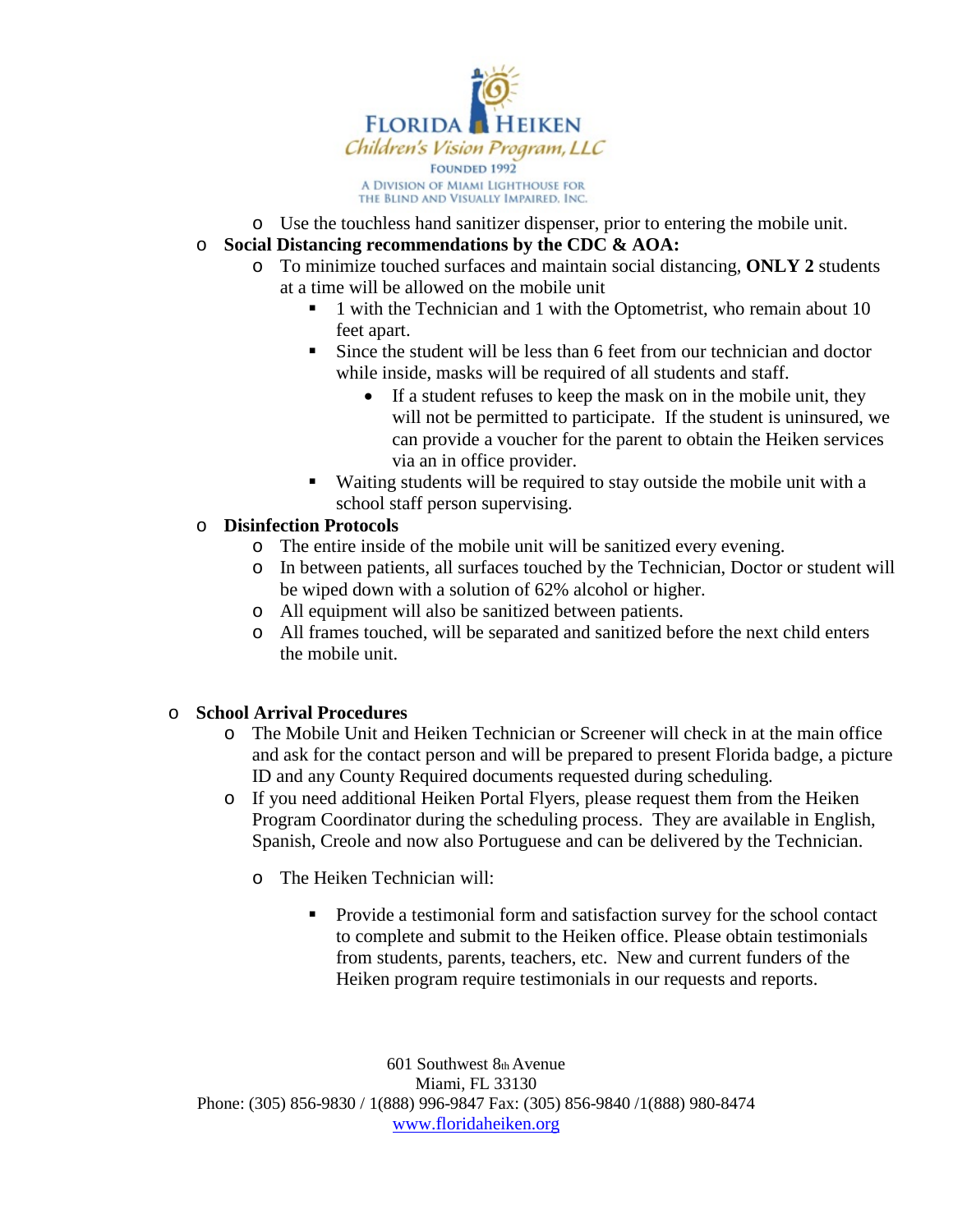- Use the touchless hand sanitizer dispenser, prior to entering the mobile unit.
- **Social Distancing recommendations by the CDC & AOA:**
  - To minimize touched surfaces and maintain social distancing, **ONLY 2** students at a time will be allowed on the mobile unit
    - 1 with the Technician and 1 with the Optometrist, who remain about 10 feet apart.
    - Since the student will be less than 6 feet from our technician and doctor while inside, masks will be required of all students and staff.
      - If a student refuses to keep the mask on in the mobile unit, they will not be permitted to participate. If the student is uninsured, we can provide a voucher for the parent to obtain the Heiken services via an in office provider.
    - Waiting students will be required to stay outside the mobile unit with a school staff person supervising.
- **Disinfection Protocols**
  - The entire inside of the mobile unit will be sanitized every evening.
  - In between patients, all surfaces touched by the Technician, Doctor or student will be wiped down with a solution of 62% alcohol or higher.
  - All equipment will also be sanitized between patients.
  - All frames touched, will be separated and sanitized before the next child enters the mobile unit.

- **School Arrival Procedures**
  - The Mobile Unit and Heiken Technician or Screener will check in at the main office and ask for the contact person and will be prepared to present Florida badge, a picture ID and any County Required documents requested during scheduling.
  - If you need additional Heiken Portal Flyers, please request them from the Heiken Program Coordinator during the scheduling process. They are available in English, Spanish, Creole and now also Portuguese and can be delivered by the Technician.
  - The Heiken Technician will:
    - Provide a testimonial form and satisfaction survey for the school contact to complete and submit to the Heiken office. Please obtain testimonials from students, parents, teachers, etc. New and current funders of the Heiken program require testimonials in our requests and reports.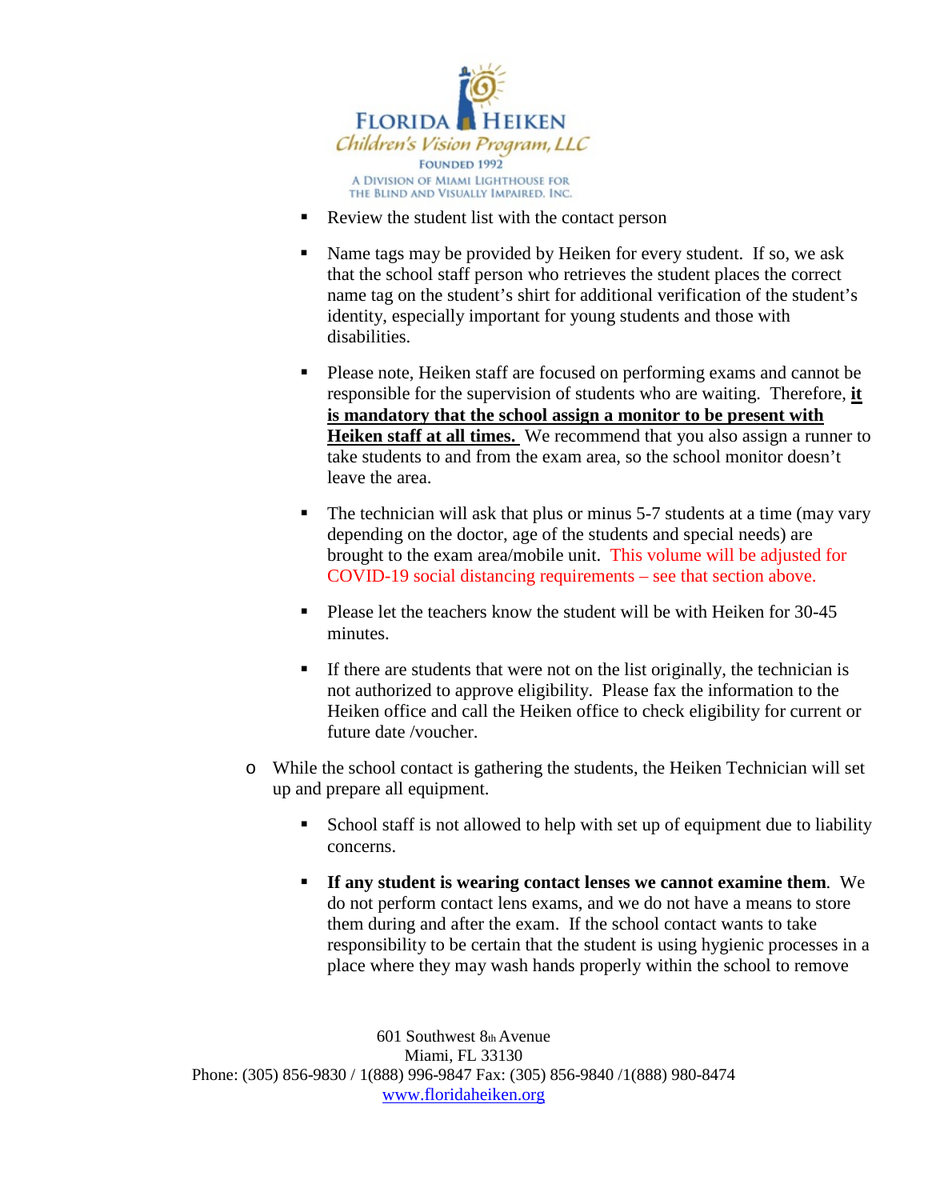- Review the student list with the contact person

- Name tags may be provided by Heiken for every student. If so, we ask that the school staff person who retrieves the student places the correct name tag on the student's shirt for additional verification of the student's identity, especially important for young students and those with disabilities.

- Please note, Heiken staff are focused on performing exams and cannot be responsible for the supervision of students who are waiting. Therefore, **it is mandatory that the school assign a monitor to be present with Heiken staff at all times.** We recommend that you also assign a runner to take students to and from the exam area, so the school monitor doesn't leave the area.

- The technician will ask that plus or minus 5-7 students at a time (may vary depending on the doctor, age of the students and special needs) are brought to the exam area/mobile unit. This volume will be adjusted for COVID-19 social distancing requirements – see that section above.

- Please let the teachers know the student will be with Heiken for 30-45 minutes.

- If there are students that were not on the list originally, the technician is not authorized to approve eligibility. Please fax the information to the Heiken office and call the Heiken office to check eligibility for current or future date /voucher.

- While the school contact is gathering the students, the Heiken Technician will set up and prepare all equipment.

  - School staff is not allowed to help with set up of equipment due to liability concerns.

  - **If any student is wearing contact lenses we cannot examine them**. We do not perform contact lens exams, and we do not have a means to store them during and after the exam. If the school contact wants to take responsibility to be certain that the student is using hygienic processes in a place where they may wash hands properly within the school to remove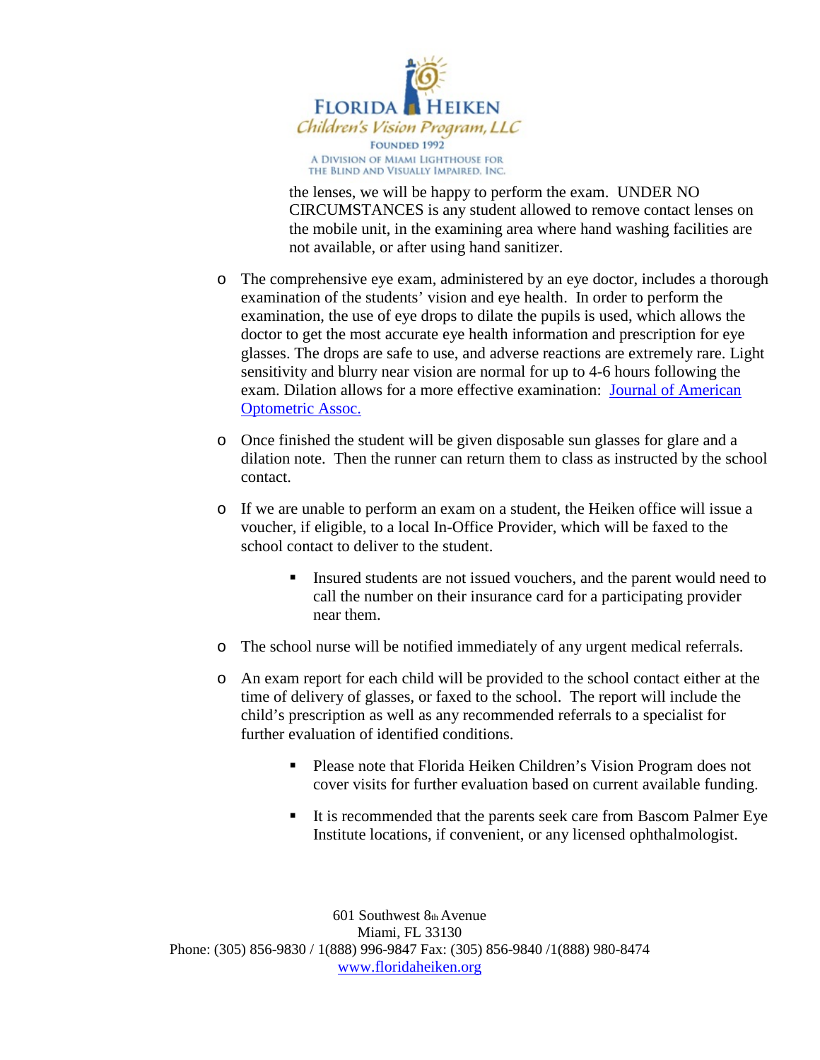the lenses, we will be happy to perform the exam. UNDER NO CIRCUMSTANCES is any student allowed to remove contact lenses on the mobile unit, in the examining area where hand washing facilities are not available, or after using hand sanitizer.

- The comprehensive eye exam, administered by an eye doctor, includes a thorough examination of the students' vision and eye health. In order to perform the examination, the use of eye drops to dilate the pupils is used, which allows the doctor to get the most accurate eye health information and prescription for eye glasses. The drops are safe to use, and adverse reactions are extremely rare. Light sensitivity and blurry near vision are normal for up to 4-6 hours following the exam. Dilation allows for a more effective examination: Journal of American Optometric Assoc.

- Once finished the student will be given disposable sun glasses for glare and a dilation note. Then the runner can return them to class as instructed by the school contact.

- If we are unable to perform an exam on a student, the Heiken office will issue a voucher, if eligible, to a local In-Office Provider, which will be faxed to the school contact to deliver to the student.

  - Insured students are not issued vouchers, and the parent would need to call the number on their insurance card for a participating provider near them.

- The school nurse will be notified immediately of any urgent medical referrals.

- An exam report for each child will be provided to the school contact either at the time of delivery of glasses, or faxed to the school. The report will include the child's prescription as well as any recommended referrals to a specialist for further evaluation of identified conditions.

  - Please note that Florida Heiken Children's Vision Program does not cover visits for further evaluation based on current available funding.

  - It is recommended that the parents seek care from Bascom Palmer Eye Institute locations, if convenient, or any licensed ophthalmologist.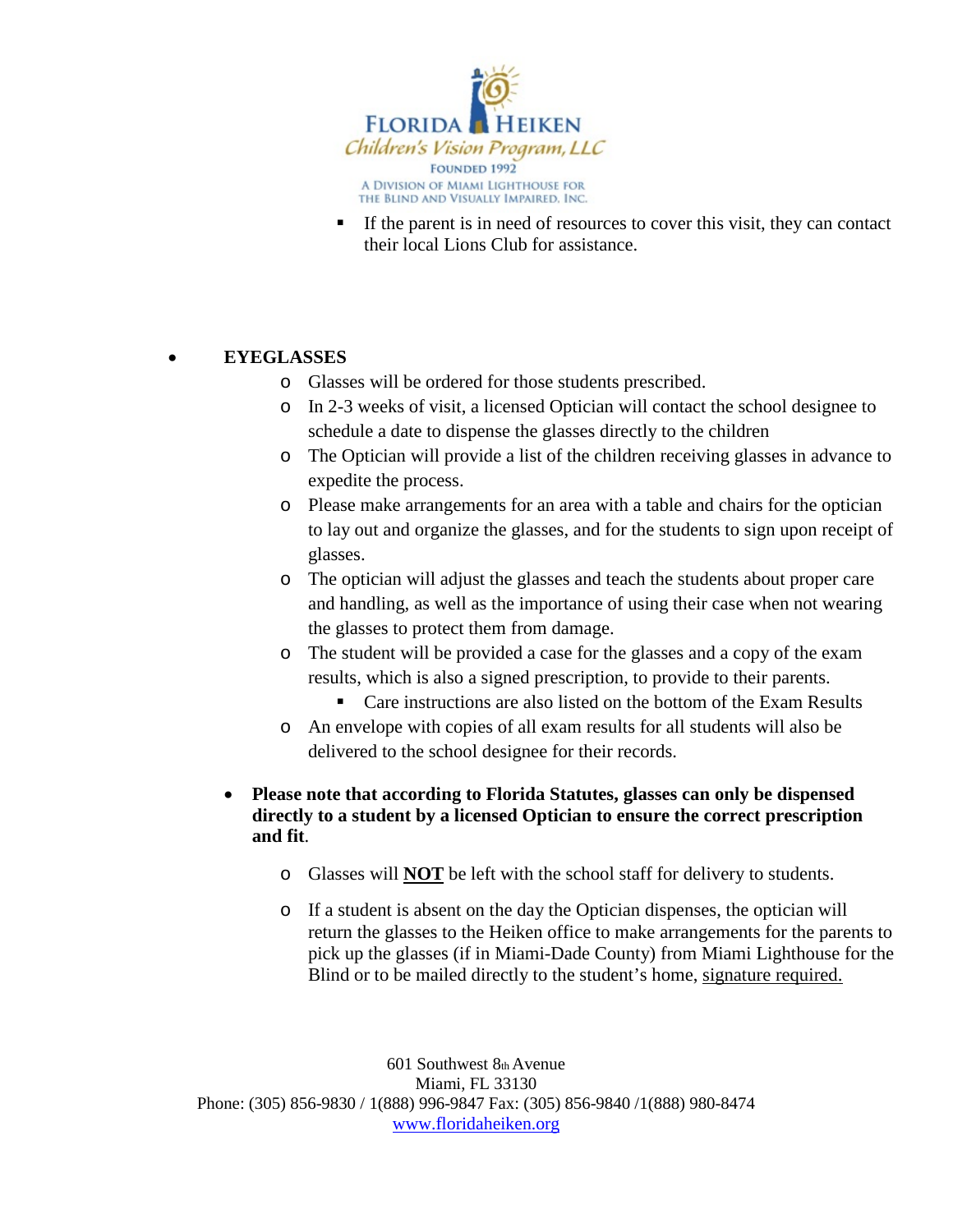- If the parent is in need of resources to cover this visit, they can contact their local Lions Club for assistance.

- **EYEGLASSES**
  - Glasses will be ordered for those students prescribed.
  - In 2-3 weeks of visit, a licensed Optician will contact the school designee to schedule a date to dispense the glasses directly to the children
  - The Optician will provide a list of the children receiving glasses in advance to expedite the process.
  - Please make arrangements for an area with a table and chairs for the optician to lay out and organize the glasses, and for the students to sign upon receipt of glasses.
  - The optician will adjust the glasses and teach the students about proper care and handling, as well as the importance of using their case when not wearing the glasses to protect them from damage.
  - The student will be provided a case for the glasses and a copy of the exam results, which is also a signed prescription, to provide to their parents.
    - Care instructions are also listed on the bottom of the Exam Results
  - An envelope with copies of all exam results for all students will also be delivered to the school designee for their records.

- **Please note that according to Florida Statutes, glasses can only be dispensed directly to a student by a licensed Optician to ensure the correct prescription and fit**.
  - Glasses will **<u>NOT</u>** be left with the school staff for delivery to students.
  - If a student is absent on the day the Optician dispenses, the optician will return the glasses to the Heiken office to make arrangements for the parents to pick up the glasses (if in Miami-Dade County) from Miami Lighthouse for the Blind or to be mailed directly to the student's home, <u>signature required.</u>

601 Southwest 8th Avenue
Miami, FL 33130
Phone: (305) 856-9830 / 1(888) 996-9847 Fax: (305) 856-9840 /1(888) 980-8474
www.floridaheiken.org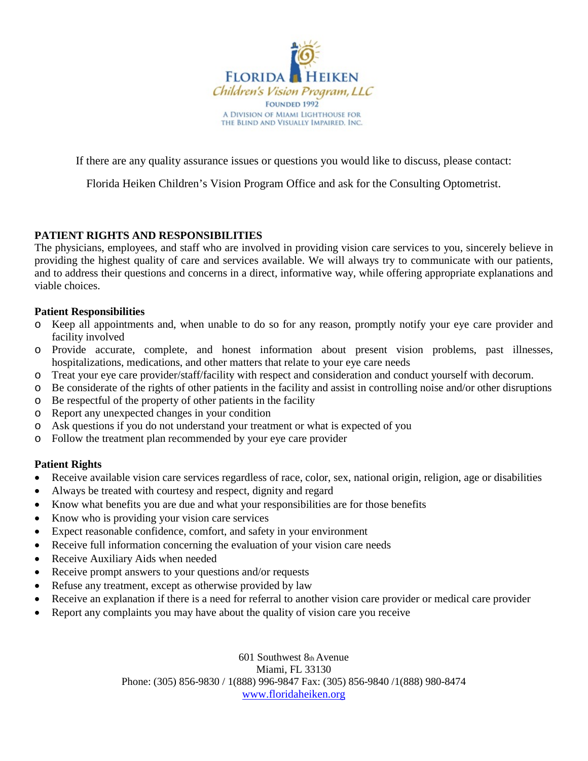FLORIDA HEIKEN
Children's Vision Program, LLC
FOUNDED 1992
A DIVISION OF MIAMI LIGHTHOUSE FOR THE BLIND AND VISUALLY IMPAIRED, INC.

If there are any quality assurance issues or questions you would like to discuss, please contact:

Florida Heiken Children's Vision Program Office and ask for the Consulting Optometrist.

## PATIENT RIGHTS AND RESPONSIBILITIES

The physicians, employees, and staff who are involved in providing vision care services to you, sincerely believe in providing the highest quality of care and services available. We will always try to communicate with our patients, and to address their questions and concerns in a direct, informative way, while offering appropriate explanations and viable choices.

### Patient Responsibilities

- Keep all appointments and, when unable to do so for any reason, promptly notify your eye care provider and facility involved
- Provide accurate, complete, and honest information about present vision problems, past illnesses, hospitalizations, medications, and other matters that relate to your eye care needs
- Treat your eye care provider/staff/facility with respect and consideration and conduct yourself with decorum.
- Be considerate of the rights of other patients in the facility and assist in controlling noise and/or other disruptions
- Be respectful of the property of other patients in the facility
- Report any unexpected changes in your condition
- Ask questions if you do not understand your treatment or what is expected of you
- Follow the treatment plan recommended by your eye care provider

### Patient Rights

- Receive available vision care services regardless of race, color, sex, national origin, religion, age or disabilities
- Always be treated with courtesy and respect, dignity and regard
- Know what benefits you are due and what your responsibilities are for those benefits
- Know who is providing your vision care services
- Expect reasonable confidence, comfort, and safety in your environment
- Receive full information concerning the evaluation of your vision care needs
- Receive Auxiliary Aids when needed
- Receive prompt answers to your questions and/or requests
- Refuse any treatment, except as otherwise provided by law
- Receive an explanation if there is a need for referral to another vision care provider or medical care provider
- Report any complaints you may have about the quality of vision care you receive

601 Southwest 8th Avenue
Miami, FL 33130
Phone: (305) 856-9830 / 1(888) 996-9847 Fax: (305) 856-9840 /1(888) 980-8474
www.floridaheiken.org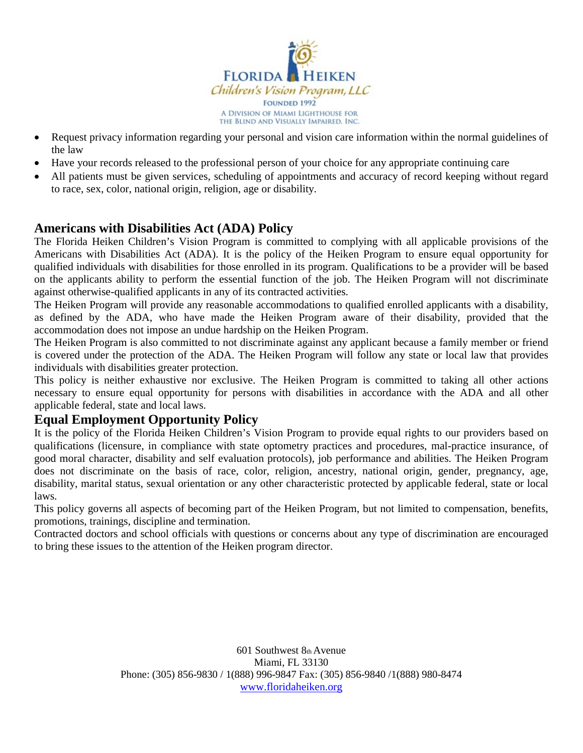- Request privacy information regarding your personal and vision care information within the normal guidelines of the law
- Have your records released to the professional person of your choice for any appropriate continuing care
- All patients must be given services, scheduling of appointments and accuracy of record keeping without regard to race, sex, color, national origin, religion, age or disability.

## Americans with Disabilities Act (ADA) Policy

The Florida Heiken Children's Vision Program is committed to complying with all applicable provisions of the Americans with Disabilities Act (ADA). It is the policy of the Heiken Program to ensure equal opportunity for qualified individuals with disabilities for those enrolled in its program. Qualifications to be a provider will be based on the applicants ability to perform the essential function of the job. The Heiken Program will not discriminate against otherwise-qualified applicants in any of its contracted activities.

The Heiken Program will provide any reasonable accommodations to qualified enrolled applicants with a disability, as defined by the ADA, who have made the Heiken Program aware of their disability, provided that the accommodation does not impose an undue hardship on the Heiken Program.

The Heiken Program is also committed to not discriminate against any applicant because a family member or friend is covered under the protection of the ADA. The Heiken Program will follow any state or local law that provides individuals with disabilities greater protection.

This policy is neither exhaustive nor exclusive. The Heiken Program is committed to taking all other actions necessary to ensure equal opportunity for persons with disabilities in accordance with the ADA and all other applicable federal, state and local laws.

## Equal Employment Opportunity Policy

It is the policy of the Florida Heiken Children's Vision Program to provide equal rights to our providers based on qualifications (licensure, in compliance with state optometry practices and procedures, mal-practice insurance, of good moral character, disability and self evaluation protocols), job performance and abilities. The Heiken Program does not discriminate on the basis of race, color, religion, ancestry, national origin, gender, pregnancy, age, disability, marital status, sexual orientation or any other characteristic protected by applicable federal, state or local laws.

This policy governs all aspects of becoming part of the Heiken Program, but not limited to compensation, benefits, promotions, trainings, discipline and termination.

Contracted doctors and school officials with questions or concerns about any type of discrimination are encouraged to bring these issues to the attention of the Heiken program director.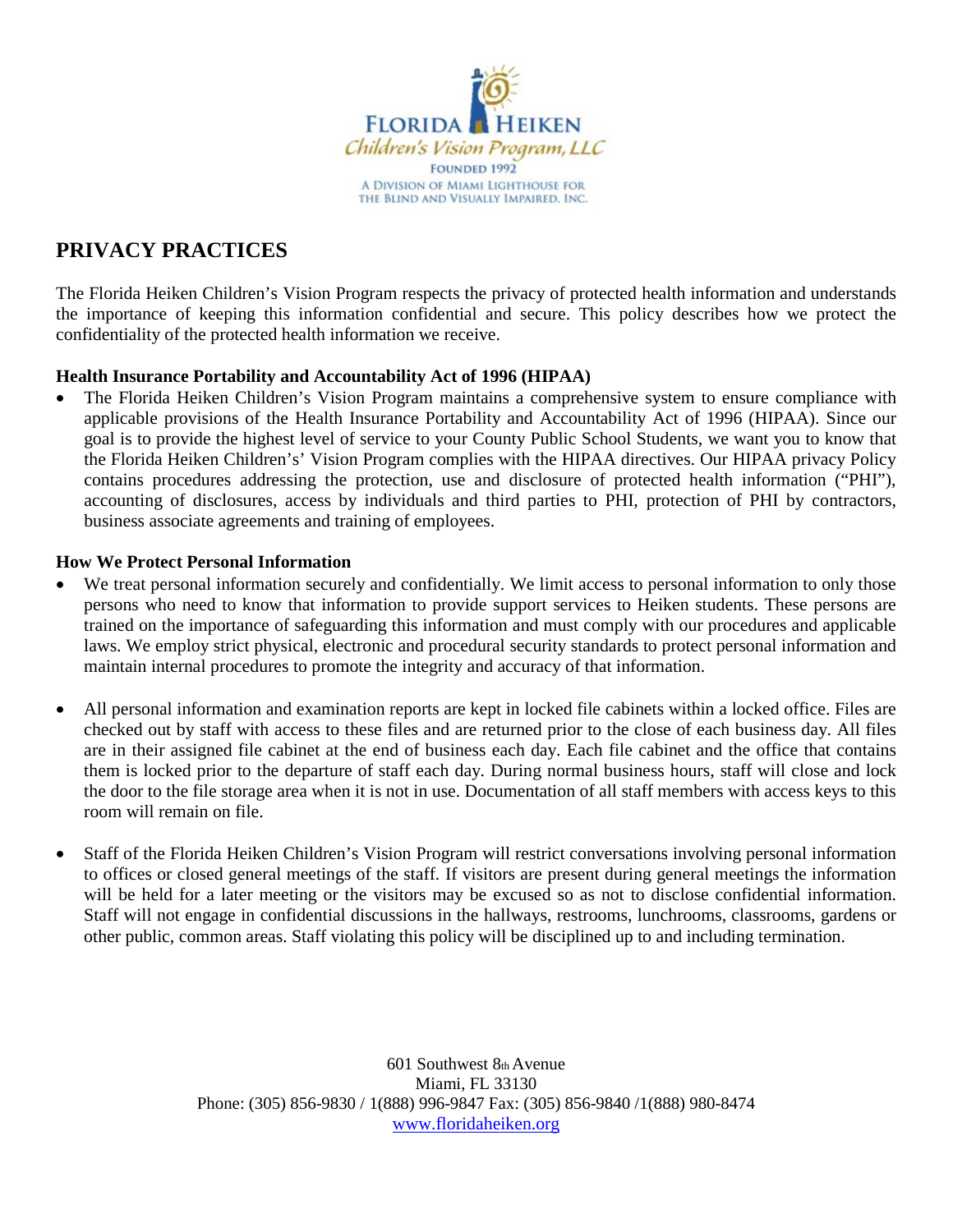FLORIDA HEIKEN
Children's Vision Program, LLC
FOUNDED 1992
A DIVISION OF MIAMI LIGHTHOUSE FOR THE BLIND AND VISUALLY IMPAIRED, INC.

## PRIVACY PRACTICES

The Florida Heiken Children's Vision Program respects the privacy of protected health information and understands the importance of keeping this information confidential and secure. This policy describes how we protect the confidentiality of the protected health information we receive.

**Health Insurance Portability and Accountability Act of 1996 (HIPAA)**

- The Florida Heiken Children's Vision Program maintains a comprehensive system to ensure compliance with applicable provisions of the Health Insurance Portability and Accountability Act of 1996 (HIPAA). Since our goal is to provide the highest level of service to your County Public School Students, we want you to know that the Florida Heiken Children's' Vision Program complies with the HIPAA directives. Our HIPAA privacy Policy contains procedures addressing the protection, use and disclosure of protected health information ("PHI"), accounting of disclosures, access by individuals and third parties to PHI, protection of PHI by contractors, business associate agreements and training of employees.

**How We Protect Personal Information**

- We treat personal information securely and confidentially. We limit access to personal information to only those persons who need to know that information to provide support services to Heiken students. These persons are trained on the importance of safeguarding this information and must comply with our procedures and applicable laws. We employ strict physical, electronic and procedural security standards to protect personal information and maintain internal procedures to promote the integrity and accuracy of that information.

- All personal information and examination reports are kept in locked file cabinets within a locked office. Files are checked out by staff with access to these files and are returned prior to the close of each business day. All files are in their assigned file cabinet at the end of business each day. Each file cabinet and the office that contains them is locked prior to the departure of staff each day. During normal business hours, staff will close and lock the door to the file storage area when it is not in use. Documentation of all staff members with access keys to this room will remain on file.

- Staff of the Florida Heiken Children's Vision Program will restrict conversations involving personal information to offices or closed general meetings of the staff. If visitors are present during general meetings the information will be held for a later meeting or the visitors may be excused so as not to disclose confidential information. Staff will not engage in confidential discussions in the hallways, restrooms, lunchrooms, classrooms, gardens or other public, common areas. Staff violating this policy will be disciplined up to and including termination.

601 Southwest 8th Avenue
Miami, FL 33130
Phone: (305) 856-9830 / 1(888) 996-9847 Fax: (305) 856-9840 /1(888) 980-8474
www.floridaheiken.org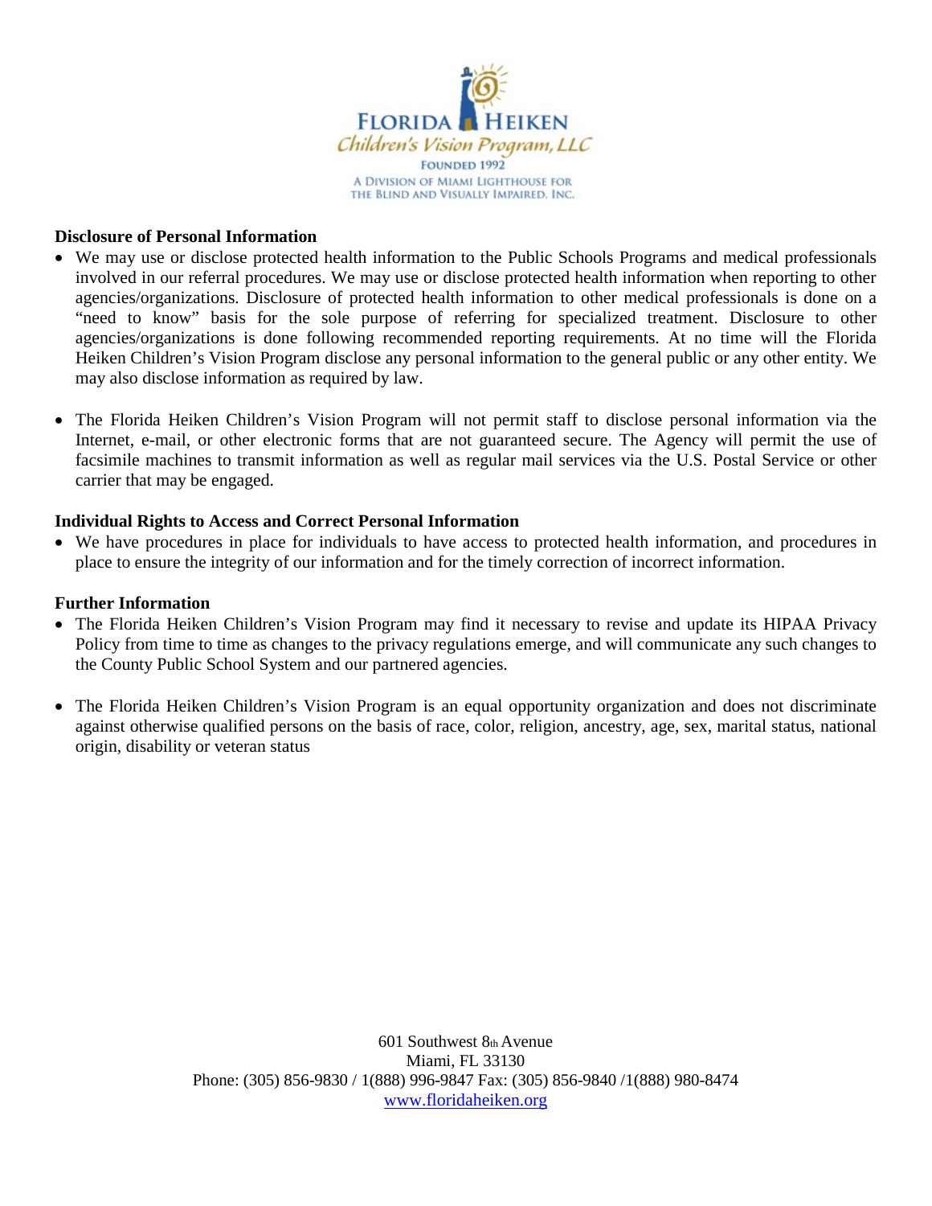FLORIDA HEIKEN
Children's Vision Program, LLC
FOUNDED 1992
A DIVISION OF MIAMI LIGHTHOUSE FOR THE BLIND AND VISUALLY IMPAIRED, INC.

**Disclosure of Personal Information**

- We may use or disclose protected health information to the Public Schools Programs and medical professionals involved in our referral procedures. We may use or disclose protected health information when reporting to other agencies/organizations. Disclosure of protected health information to other medical professionals is done on a "need to know" basis for the sole purpose of referring for specialized treatment. Disclosure to other agencies/organizations is done following recommended reporting requirements. At no time will the Florida Heiken Children's Vision Program disclose any personal information to the general public or any other entity. We may also disclose information as required by law.

- The Florida Heiken Children's Vision Program will not permit staff to disclose personal information via the Internet, e-mail, or other electronic forms that are not guaranteed secure. The Agency will permit the use of facsimile machines to transmit information as well as regular mail services via the U.S. Postal Service or other carrier that may be engaged.

**Individual Rights to Access and Correct Personal Information**

- We have procedures in place for individuals to have access to protected health information, and procedures in place to ensure the integrity of our information and for the timely correction of incorrect information.

**Further Information**

- The Florida Heiken Children's Vision Program may find it necessary to revise and update its HIPAA Privacy Policy from time to time as changes to the privacy regulations emerge, and will communicate any such changes to the County Public School System and our partnered agencies.

- The Florida Heiken Children's Vision Program is an equal opportunity organization and does not discriminate against otherwise qualified persons on the basis of race, color, religion, ancestry, age, sex, marital status, national origin, disability or veteran status

601 Southwest 8th Avenue
Miami, FL 33130
Phone: (305) 856-9830 / 1(888) 996-9847 Fax: (305) 856-9840 /1(888) 980-8474
www.floridaheiken.org